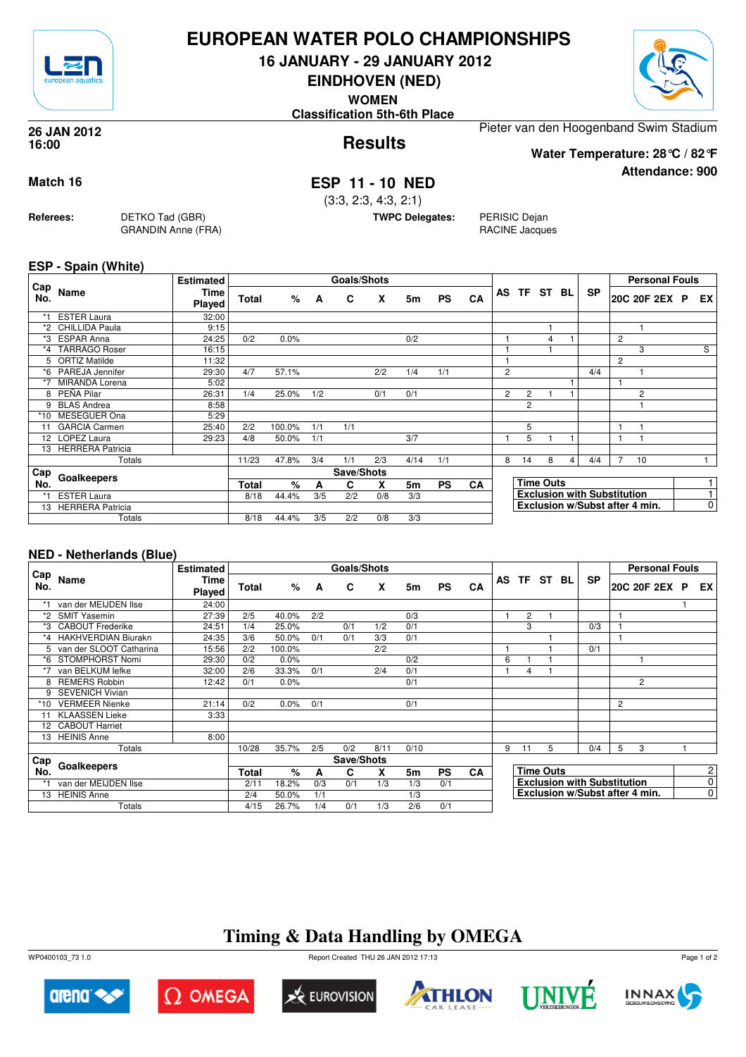# EUROPEAN WATER POLO CHAMPIONSHIPS

## 16 JANUARY - 29 JANUARY 2012

## EINDHOVEN (NED)

**WOMEN**

**Classification 5th-6th Place**

**26 JAN 2012**
**16:00**

Pieter van den Hoogenband Swim Stadium

## Results

**Water Temperature: 28°C / 82°F**

**Attendance: 900**

**Match 16**

## ESP 11 - 10 NED

(3:3, 2:3, 4:3, 2:1)

**Referees:** DETKO Tad (GBR), GRANDIN Anne (FRA)

**TWPC Delegates:** PERISIC Dejan, RACINE Jacques

### ESP - Spain (White)

| Cap No. | Name | Estimated Time Played | Goals/Shots | | | | | | | | | | | | | Personal Fouls | | | | |
|---|---|---|---|---|---|---|---|---|---|---|---|---|---|---|---|---|---|---|---|---|
| | | | Total | % | A | C | X | 5m | PS | CA | AS | TF | ST | BL | SP | 20C | 20F | 2EX | P | EX |
| *1 | ESTER Laura | 32:00 | | | | | | | | | | | | | | | | | | |
| *2 | CHILLIDA Paula | 9:15 | | | | | | | | | | | 1 | | | | 1 | | | |
| *3 | ESPAR Anna | 24:25 | 0/2 | 0.0% | | | | 0/2 | | | 1 | | 4 | 1 | | 2 | | | | |
| *4 | TARRAGO Roser | 16:15 | | | | | | | | | 1 | | 1 | | | | 3 | | | S |
| 5 | ORTIZ Matilde | 11:32 | | | | | | | | | 1 | | | | | 2 | | | | |
| *6 | PAREJA Jennifer | 29:30 | 4/7 | 57.1% | | | 2/2 | 1/4 | 1/1 | | 2 | | | | 4/4 | | 1 | | | |
| *7 | MIRANDA Lorena | 5:02 | | | | | | | | | | | | 1 | | 1 | | | | |
| 8 | PEÑA Pilar | 26:31 | 1/4 | 25.0% | 1/2 | | 0/1 | 0/1 | | | 2 | 2 | 1 | 1 | | | 2 | | | |
| 9 | BLAS Andrea | 8:58 | | | | | | | | | | 2 | | | | | 1 | | | |
| *10 | MESEGUER Ona | 5:29 | | | | | | | | | | | | | | | | | | |
| 11 | GARCIA Carmen | 25:40 | 2/2 | 100.0% | 1/1 | 1/1 | | | | | | 5 | | | | 1 | 1 | | | |
| 12 | LOPEZ Laura | 29:23 | 4/8 | 50.0% | 1/1 | | | 3/7 | | | 1 | 5 | 1 | 1 | | 1 | 1 | | | |
| 13 | HERRERA Patricia | | | | | | | | | | | | | | | | | | | |
| | Totals | | 11/23 | 47.8% | 3/4 | 1/1 | 2/3 | 4/14 | 1/1 | | 8 | 14 | 8 | 4 | 4/4 | 7 | 10 | | | 1 |

| Cap No. | Goalkeepers | Save/Shots | | | | | | | |
|---|---|---|---|---|---|---|---|---|---|
| | | Total | % | A | C | X | 5m | PS | CA |
| *1 | ESTER Laura | 8/18 | 44.4% | 3/5 | 2/2 | 0/8 | 3/3 | | |
| 13 | HERRERA Patricia | | | | | | | | |
| | Totals | 8/18 | 44.4% | 3/5 | 2/2 | 0/8 | 3/3 | | |

| | |
|---|---|
| Time Outs | 1 |
| Exclusion with Substitution | 1 |
| Exclusion w/Subst after 4 min. | 0 |

### NED - Netherlands (Blue)

| Cap No. | Name | Estimated Time Played | Goals/Shots | | | | | | | | | | | | | Personal Fouls | | | | |
|---|---|---|---|---|---|---|---|---|---|---|---|---|---|---|---|---|---|---|---|---|
| | | | Total | % | A | C | X | 5m | PS | CA | AS | TF | ST | BL | SP | 20C | 20F | 2EX | P | EX |
| *1 | van der MEIJDEN Ilse | 24:00 | | | | | | | | | | | | | | | | | 1 | |
| *2 | SMIT Yasemin | 27:39 | 2/5 | 40.0% | 2/2 | | | 0/3 | | | 1 | 2 | 1 | | | 1 | | | | |
| *3 | CABOUT Frederike | 24:51 | 1/4 | 25.0% | | 0/1 | 1/2 | 0/1 | | | | 3 | | | 0/3 | 1 | | | | |
| *4 | HAKHVERDIAN Biurakn | 24:35 | 3/6 | 50.0% | 0/1 | 0/1 | 3/3 | 0/1 | | | | | 1 | | | 1 | | | | |
| 5 | van der SLOOT Catharina | 15:56 | 2/2 | 100.0% | | | 2/2 | | | | 1 | | 1 | | 0/1 | | | | | |
| *6 | STOMPHORST Nomi | 29:30 | 0/2 | 0.0% | | | | 0/2 | | | 6 | 1 | 1 | | | | 1 | | | |
| *7 | van BELKUM Iefke | 32:00 | 2/6 | 33.3% | 0/1 | | 2/4 | 0/1 | | | 1 | 4 | 1 | | | | | | | |
| 8 | REMERS Robbin | 12:42 | 0/1 | 0.0% | | | | 0/1 | | | | | | | | | 2 | | | |
| 9 | SEVENICH Vivian | | | | | | | | | | | | | | | | | | | |
| *10 | VERMEER Nienke | 21:14 | 0/2 | 0.0% | 0/1 | | | 0/1 | | | | | | | | 2 | | | | |
| 11 | KLAASSEN Lieke | 3:33 | | | | | | | | | | | | | | | | | | |
| 12 | CABOUT Harriet | | | | | | | | | | | | | | | | | | | |
| 13 | HEINIS Anne | 8:00 | | | | | | | | | | | | | | | | | | |
| | Totals | | 10/28 | 35.7% | 2/5 | 0/2 | 8/11 | 0/10 | | | 9 | 11 | 5 | | 0/4 | 5 | 3 | | 1 | |

| Cap No. | Goalkeepers | Save/Shots | | | | | | | |
|---|---|---|---|---|---|---|---|---|---|
| | | Total | % | A | C | X | 5m | PS | CA |
| *1 | van der MEIJDEN Ilse | 2/11 | 18.2% | 0/3 | 0/1 | 1/3 | 1/3 | 0/1 | |
| 13 | HEINIS Anne | 2/4 | 50.0% | 1/1 | | | 1/3 | | |
| | Totals | 4/15 | 26.7% | 1/4 | 0/1 | 1/3 | 2/6 | 0/1 | |

| | |
|---|---|
| Time Outs | 2 |
| Exclusion with Substitution | 0 |
| Exclusion w/Subst after 4 min. | 0 |

## Timing & Data Handling by OMEGA

WP0400103_73 1.0 Report Created THU 26 JAN 2012 17:13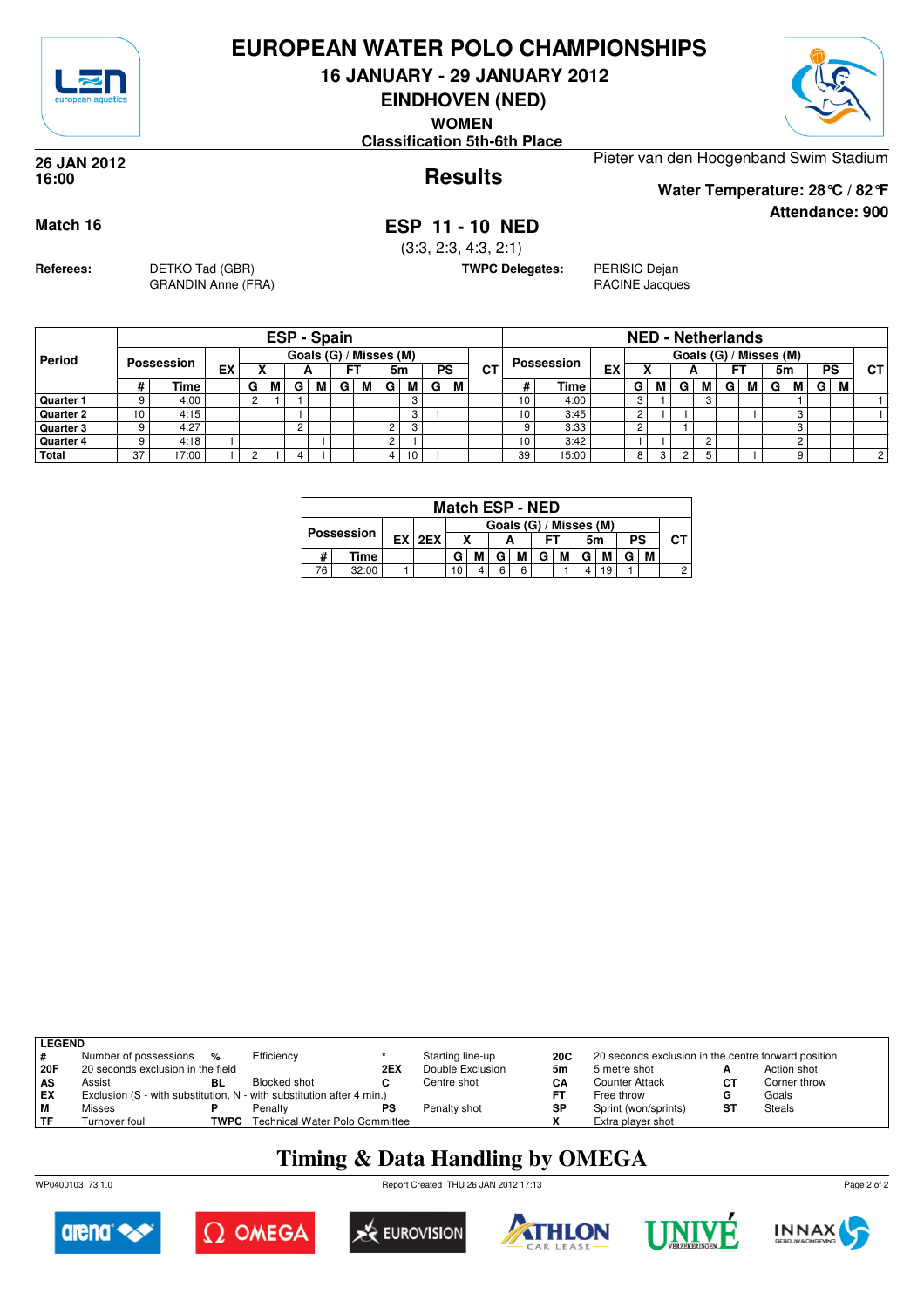# EUROPEAN WATER POLO CHAMPIONSHIPS

**16 JANUARY - 29 JANUARY 2012**

**EINDHOVEN (NED)**

**WOMEN**

**Classification 5th-6th Place**

**26 JAN 2012**
**16:00**

## Results

Pieter van den Hoogenband Swim Stadium

**Water Temperature: 28°C / 82°F**

**Attendance: 900**

**Match 16**

## ESP 11 - 10 NED

(3:3, 2:3, 4:3, 2:1)

**Referees:** DETKO Tad (GBR), GRANDIN Anne (FRA)

**TWPC Delegates:** PERISIC Dejan, RACINE Jacques

| Period | ESP - Spain | | | | | | | | | | | | | | | NED - Netherlands | | | | | | | | | | | | | | |
|---|---|---|---|---|---|---|---|---|---|---|---|---|---|---|---|---|---|---|---|---|---|---|---|---|---|---|---|---|---|---|
| | Possession | | EX | Goals (G) / Misses (M) | | | | | | | | | | CT | Possession | | EX | Goals (G) / Misses (M) | | | | | | | | | | CT |
| | | | | X | | A | | FT | | 5m | | PS | | | | | | X | | A | | FT | | 5m | | PS | | |
| | # | Time | | G | M | G | M | G | M | G | M | G | M | | # | Time | | G | M | G | M | G | M | G | M | G | M | |
| Quarter 1 | 9 | 4:00 | | 2 | 1 | 1 | | | | | 3 | | | | 10 | 4:00 | | 3 | 1 | | 3 | | | | 1 | | | 1 |
| Quarter 2 | 10 | 4:15 | | | | 1 | | | | | 3 | 1 | | | 10 | 3:45 | | 2 | 1 | 1 | | | 1 | | 3 | | | 1 |
| Quarter 3 | 9 | 4:27 | | | | 2 | | | | 2 | 3 | | | | 9 | 3:33 | | 2 | | 1 | | | | | 3 | | | |
| Quarter 4 | 9 | 4:18 | 1 | | | | 1 | | | 2 | 1 | | | | 10 | 3:42 | | 1 | 1 | | 2 | | | | 2 | | | |
| Total | 37 | 17:00 | 1 | 2 | 1 | 4 | 1 | | | 4 | 10 | 1 | | | 39 | 15:00 | | 8 | 3 | 2 | 5 | | 1 | | 9 | | | 2 |

| Match ESP - NED | | | | | | | | | | | | | | |
|---|---|---|---|---|---|---|---|---|---|---|---|---|---|---|
| Possession | | EX | 2EX | Goals (G) / Misses (M) | | | | | | | | | | CT |
| | | | | X | | A | | FT | | 5m | | PS | | |
| # | Time | | | G | M | G | M | G | M | G | M | G | M | |
| 76 | 32:00 | 1 | | 10 | 4 | 6 | 6 | | 1 | 4 | 19 | 1 | | 2 |

| LEGEND | | | | | | | | | |
|---|---|---|---|---|---|---|---|---|---|
| # | Number of possessions | % | Efficiency | * | Starting line-up | 20C | 20 seconds exclusion in the centre forward position | | |
| 20F | 20 seconds exclusion in the field | | | 2EX | Double Exclusion | 5m | 5 metre shot | A | Action shot |
| AS | Assist | BL | Blocked shot | C | Centre shot | CA | Counter Attack | CT | Corner throw |
| EX | Exclusion (S - with substitution, N - with substitution after 4 min.) | | | | | FT | Free throw | G | Goals |
| M | Misses | P | Penalty | PS | Penalty shot | SP | Sprint (won/sprints) | ST | Steals |
| TF | Turnover foul | TWPC | Technical Water Polo Committee | | | X | Extra player shot | | |

## Timing & Data Handling by OMEGA

WP0400103_73 1.0 Report Created THU 26 JAN 2012 17:13